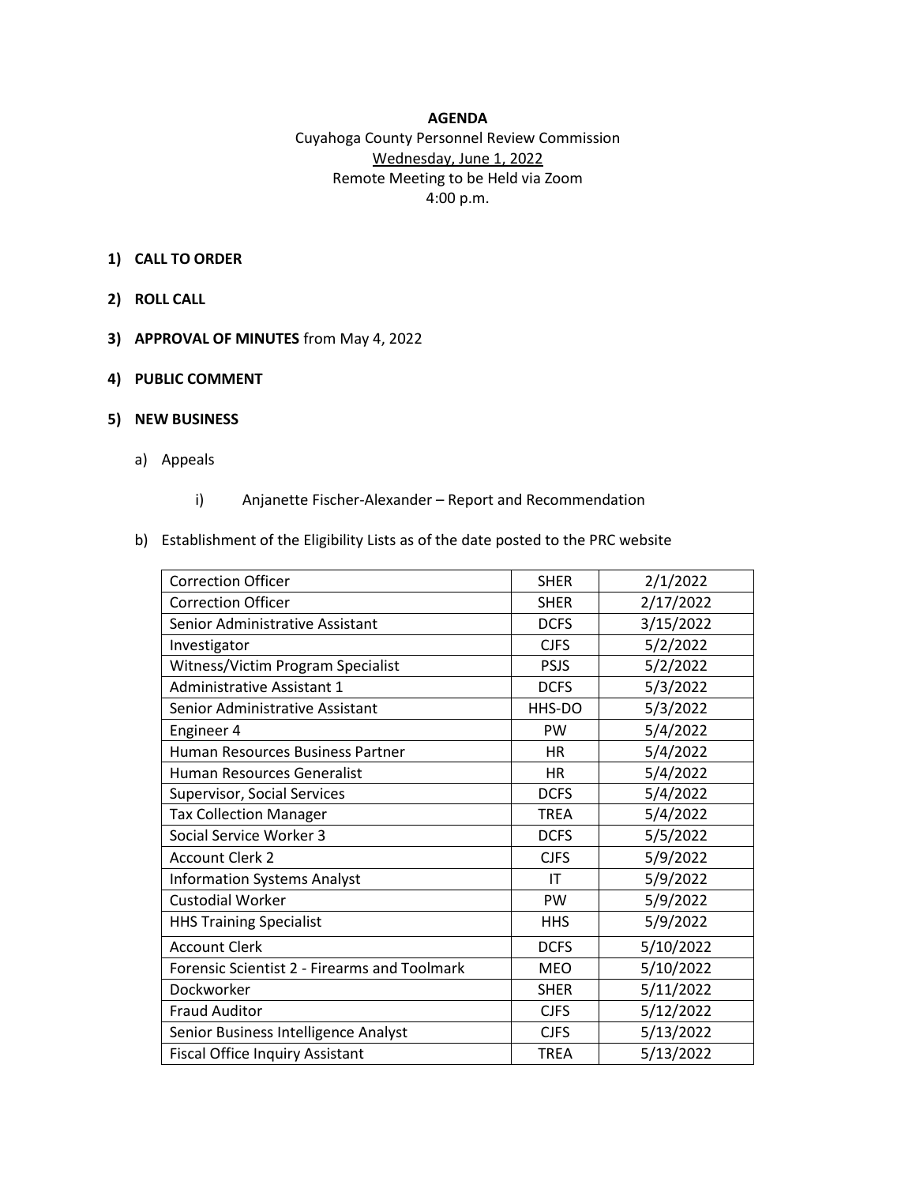**AGENDA**

Cuyahoga County Personnel Review Commission

Wednesday, June 1, 2022

Remote Meeting to be Held via Zoom

4:00 p.m.

1) **CALL TO ORDER**

2) **ROLL CALL**

3) **APPROVAL OF MINUTES** from May 4, 2022

4) **PUBLIC COMMENT**

5) **NEW BUSINESS**

   a) Appeals

      i) Anjanette Fischer-Alexander – Report and Recommendation

   b) Establishment of the Eligibility Lists as of the date posted to the PRC website

| | | |
|---|---|---|
| Correction Officer | SHER | 2/1/2022 |
| Correction Officer | SHER | 2/17/2022 |
| Senior Administrative Assistant | DCFS | 3/15/2022 |
| Investigator | CJFS | 5/2/2022 |
| Witness/Victim Program Specialist | PSJS | 5/2/2022 |
| Administrative Assistant 1 | DCFS | 5/3/2022 |
| Senior Administrative Assistant | HHS-DO | 5/3/2022 |
| Engineer 4 | PW | 5/4/2022 |
| Human Resources Business Partner | HR | 5/4/2022 |
| Human Resources Generalist | HR | 5/4/2022 |
| Supervisor, Social Services | DCFS | 5/4/2022 |
| Tax Collection Manager | TREA | 5/4/2022 |
| Social Service Worker 3 | DCFS | 5/5/2022 |
| Account Clerk 2 | CJFS | 5/9/2022 |
| Information Systems Analyst | IT | 5/9/2022 |
| Custodial Worker | PW | 5/9/2022 |
| HHS Training Specialist | HHS | 5/9/2022 |
| Account Clerk | DCFS | 5/10/2022 |
| Forensic Scientist 2 - Firearms and Toolmark | MEO | 5/10/2022 |
| Dockworker | SHER | 5/11/2022 |
| Fraud Auditor | CJFS | 5/12/2022 |
| Senior Business Intelligence Analyst | CJFS | 5/13/2022 |
| Fiscal Office Inquiry Assistant | TREA | 5/13/2022 |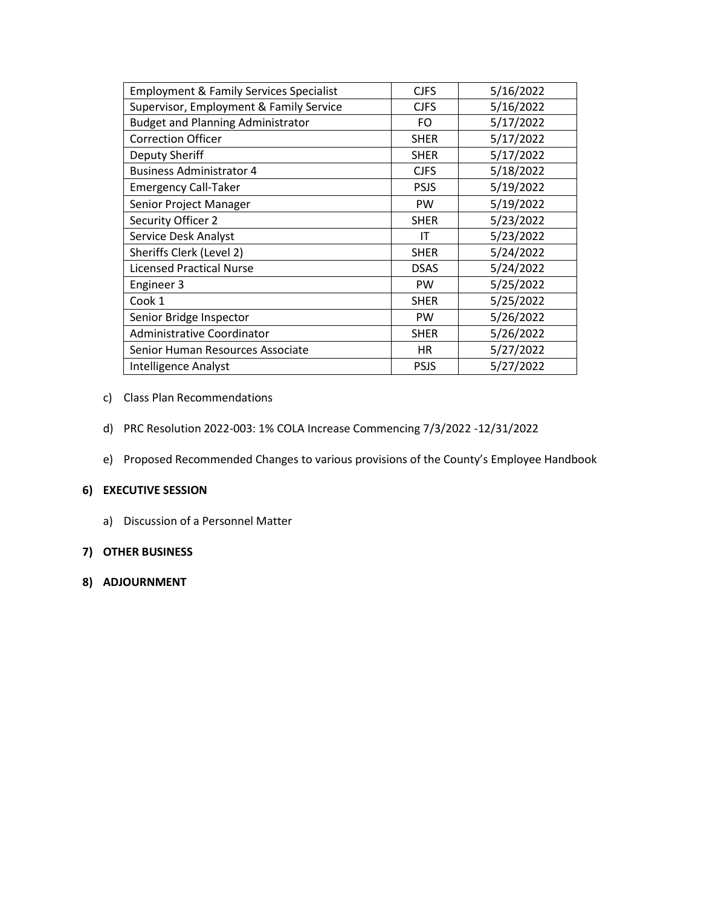| | | |
|---|---|---|
| Employment & Family Services Specialist | CJFS | 5/16/2022 |
| Supervisor, Employment & Family Service | CJFS | 5/16/2022 |
| Budget and Planning Administrator | FO | 5/17/2022 |
| Correction Officer | SHER | 5/17/2022 |
| Deputy Sheriff | SHER | 5/17/2022 |
| Business Administrator 4 | CJFS | 5/18/2022 |
| Emergency Call-Taker | PSJS | 5/19/2022 |
| Senior Project Manager | PW | 5/19/2022 |
| Security Officer 2 | SHER | 5/23/2022 |
| Service Desk Analyst | IT | 5/23/2022 |
| Sheriffs Clerk (Level 2) | SHER | 5/24/2022 |
| Licensed Practical Nurse | DSAS | 5/24/2022 |
| Engineer 3 | PW | 5/25/2022 |
| Cook 1 | SHER | 5/25/2022 |
| Senior Bridge Inspector | PW | 5/26/2022 |
| Administrative Coordinator | SHER | 5/26/2022 |
| Senior Human Resources Associate | HR | 5/27/2022 |
| Intelligence Analyst | PSJS | 5/27/2022 |

c) Class Plan Recommendations

d) PRC Resolution 2022-003: 1% COLA Increase Commencing 7/3/2022 -12/31/2022

e) Proposed Recommended Changes to various provisions of the County's Employee Handbook

**6) EXECUTIVE SESSION**

a) Discussion of a Personnel Matter

**7) OTHER BUSINESS**

**8) ADJOURNMENT**